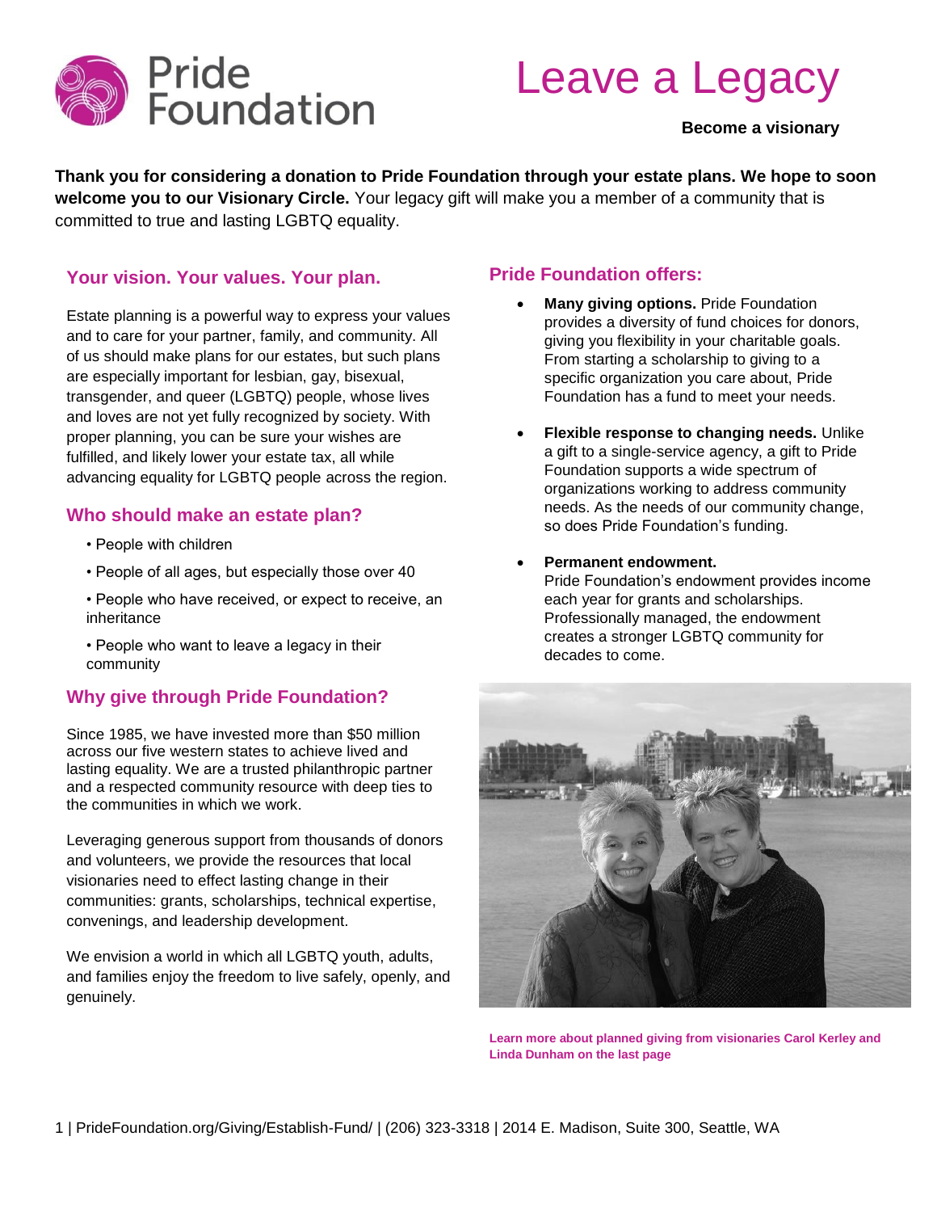# Leave a Legacy

**Become a visionary**

**Thank you for considering a donation to Pride Foundation through your estate plans. We hope to soon welcome you to our Visionary Circle.** Your legacy gift will make you a member of a community that is committed to true and lasting LGBTQ equality.

## Your vision. Your values. Your plan.

Estate planning is a powerful way to express your values and to care for your partner, family, and community. All of us should make plans for our estates, but such plans are especially important for lesbian, gay, bisexual, transgender, and queer (LGBTQ) people, whose lives and loves are not yet fully recognized by society. With proper planning, you can be sure your wishes are fulfilled, and likely lower your estate tax, all while advancing equality for LGBTQ people across the region.

## Who should make an estate plan?

- People with children
- People of all ages, but especially those over 40
- People who have received, or expect to receive, an inheritance
- People who want to leave a legacy in their community

## Why give through Pride Foundation?

Since 1985, we have invested more than $50 million across our five western states to achieve lived and lasting equality. We are a trusted philanthropic partner and a respected community resource with deep ties to the communities in which we work.

Leveraging generous support from thousands of donors and volunteers, we provide the resources that local visionaries need to effect lasting change in their communities: grants, scholarships, technical expertise, convenings, and leadership development.

We envision a world in which all LGBTQ youth, adults, and families enjoy the freedom to live safely, openly, and genuinely.

## Pride Foundation offers:

- **Many giving options.** Pride Foundation provides a diversity of fund choices for donors, giving you flexibility in your charitable goals. From starting a scholarship to giving to a specific organization you care about, Pride Foundation has a fund to meet your needs.
- **Flexible response to changing needs.** Unlike a gift to a single-service agency, a gift to Pride Foundation supports a wide spectrum of organizations working to address community needs. As the needs of our community change, so does Pride Foundation's funding.
- **Permanent endowment.** Pride Foundation's endowment provides income each year for grants and scholarships. Professionally managed, the endowment creates a stronger LGBTQ community for decades to come.

**Learn more about planned giving from visionaries Carol Kerley and Linda Dunham on the last page**

PrideFoundation.org/Giving/Establish-Fund/ | (206) 323-3318 | 2014 E. Madison, Suite 300, Seattle, WA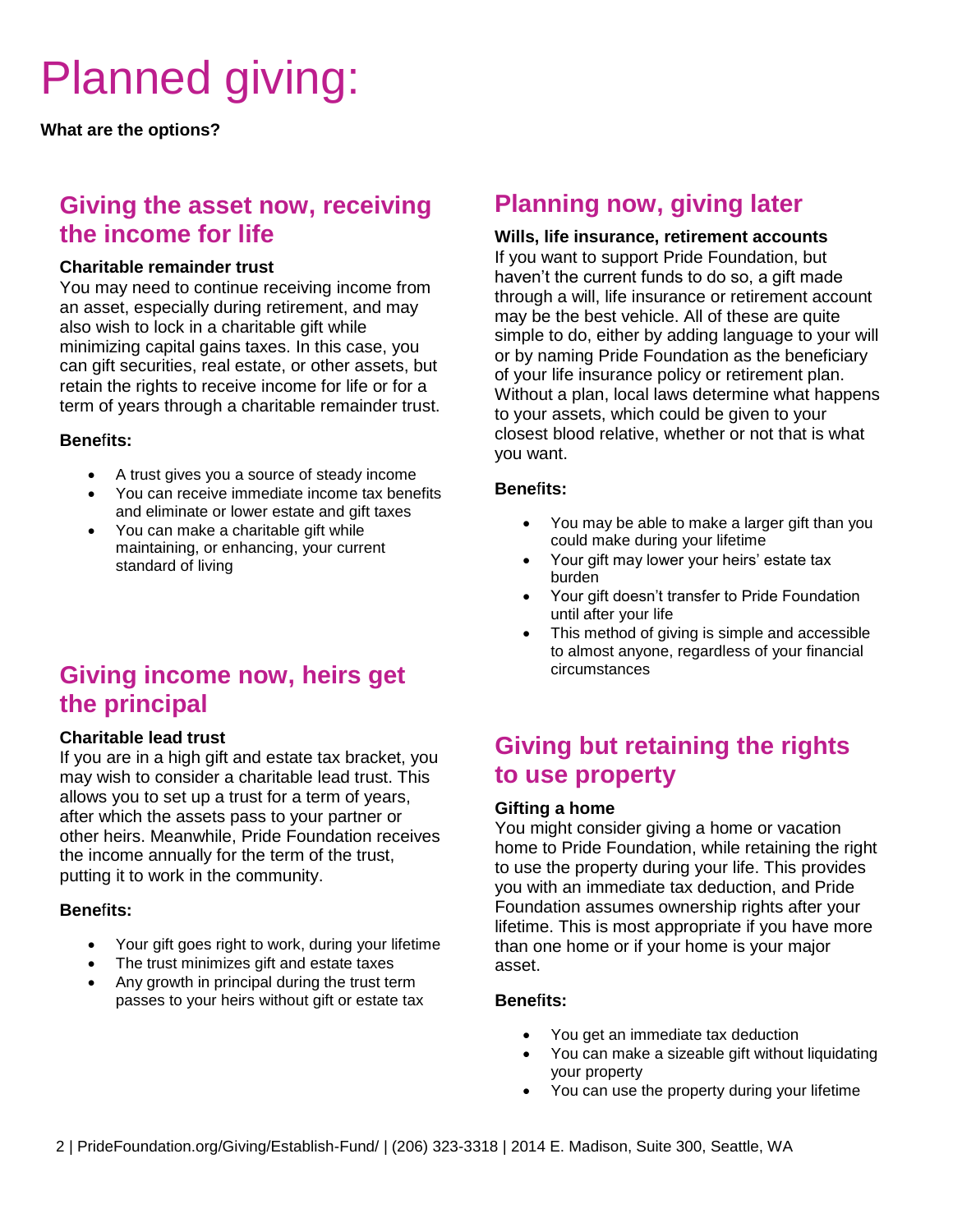# Planned giving:

**What are the options?**

## Giving the asset now, receiving the income for life

**Charitable remainder trust**

You may need to continue receiving income from an asset, especially during retirement, and may also wish to lock in a charitable gift while minimizing capital gains taxes. In this case, you can gift securities, real estate, or other assets, but retain the rights to receive income for life or for a term of years through a charitable remainder trust.

**Benefits:**

- A trust gives you a source of steady income
- You can receive immediate income tax benefits and eliminate or lower estate and gift taxes
- You can make a charitable gift while maintaining, or enhancing, your current standard of living

## Giving income now, heirs get the principal

**Charitable lead trust**

If you are in a high gift and estate tax bracket, you may wish to consider a charitable lead trust. This allows you to set up a trust for a term of years, after which the assets pass to your partner or other heirs. Meanwhile, Pride Foundation receives the income annually for the term of the trust, putting it to work in the community.

**Benefits:**

- Your gift goes right to work, during your lifetime
- The trust minimizes gift and estate taxes
- Any growth in principal during the trust term passes to your heirs without gift or estate tax

## Planning now, giving later

**Wills, life insurance, retirement accounts**

If you want to support Pride Foundation, but haven't the current funds to do so, a gift made through a will, life insurance or retirement account may be the best vehicle. All of these are quite simple to do, either by adding language to your will or by naming Pride Foundation as the beneficiary of your life insurance policy or retirement plan. Without a plan, local laws determine what happens to your assets, which could be given to your closest blood relative, whether or not that is what you want.

**Benefits:**

- You may be able to make a larger gift than you could make during your lifetime
- Your gift may lower your heirs' estate tax burden
- Your gift doesn't transfer to Pride Foundation until after your life
- This method of giving is simple and accessible to almost anyone, regardless of your financial circumstances

## Giving but retaining the rights to use property

**Gifting a home**

You might consider giving a home or vacation home to Pride Foundation, while retaining the right to use the property during your life. This provides you with an immediate tax deduction, and Pride Foundation assumes ownership rights after your lifetime. This is most appropriate if you have more than one home or if your home is your major asset.

**Benefits:**

- You get an immediate tax deduction
- You can make a sizeable gift without liquidating your property
- You can use the property during your lifetime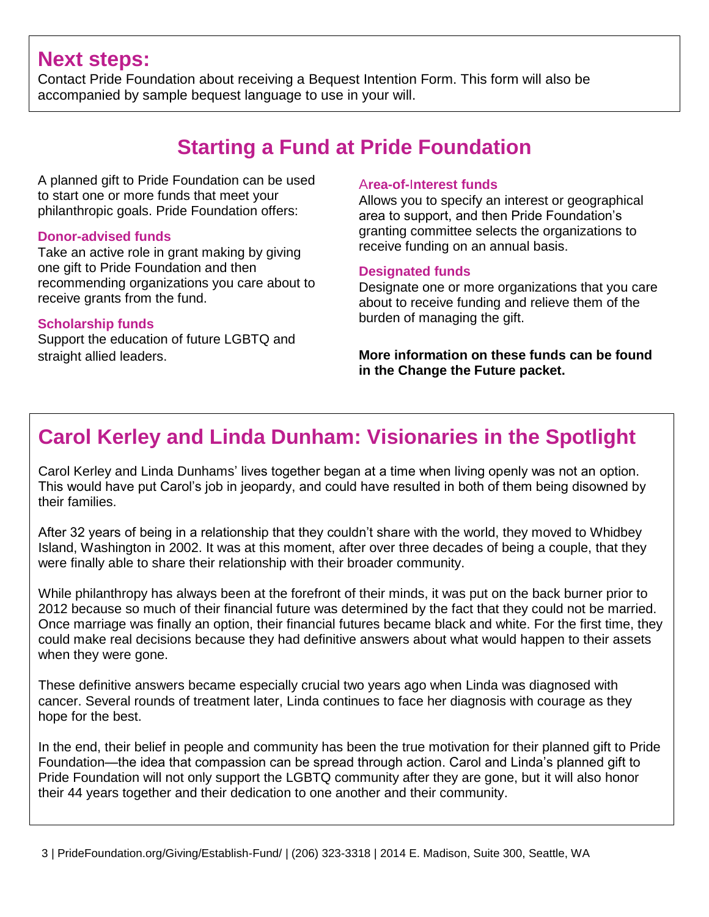## Next steps:

Contact Pride Foundation about receiving a Bequest Intention Form. This form will also be accompanied by sample bequest language to use in your will.

# Starting a Fund at Pride Foundation

A planned gift to Pride Foundation can be used to start one or more funds that meet your philanthropic goals. Pride Foundation offers:

### Donor-advised funds

Take an active role in grant making by giving one gift to Pride Foundation and then recommending organizations you care about to receive grants from the fund.

### Scholarship funds

Support the education of future LGBTQ and straight allied leaders.

### Area-of-Interest funds

Allows you to specify an interest or geographical area to support, and then Pride Foundation's granting committee selects the organizations to receive funding on an annual basis.

### Designated funds

Designate one or more organizations that you care about to receive funding and relieve them of the burden of managing the gift.

**More information on these funds can be found in the Change the Future packet.**

## Carol Kerley and Linda Dunham: Visionaries in the Spotlight

Carol Kerley and Linda Dunhams' lives together began at a time when living openly was not an option. This would have put Carol's job in jeopardy, and could have resulted in both of them being disowned by their families.

After 32 years of being in a relationship that they couldn't share with the world, they moved to Whidbey Island, Washington in 2002. It was at this moment, after over three decades of being a couple, that they were finally able to share their relationship with their broader community.

While philanthropy has always been at the forefront of their minds, it was put on the back burner prior to 2012 because so much of their financial future was determined by the fact that they could not be married. Once marriage was finally an option, their financial futures became black and white. For the first time, they could make real decisions because they had definitive answers about what would happen to their assets when they were gone.

These definitive answers became especially crucial two years ago when Linda was diagnosed with cancer. Several rounds of treatment later, Linda continues to face her diagnosis with courage as they hope for the best.

In the end, their belief in people and community has been the true motivation for their planned gift to Pride Foundation—the idea that compassion can be spread through action. Carol and Linda's planned gift to Pride Foundation will not only support the LGBTQ community after they are gone, but it will also honor their 44 years together and their dedication to one another and their community.